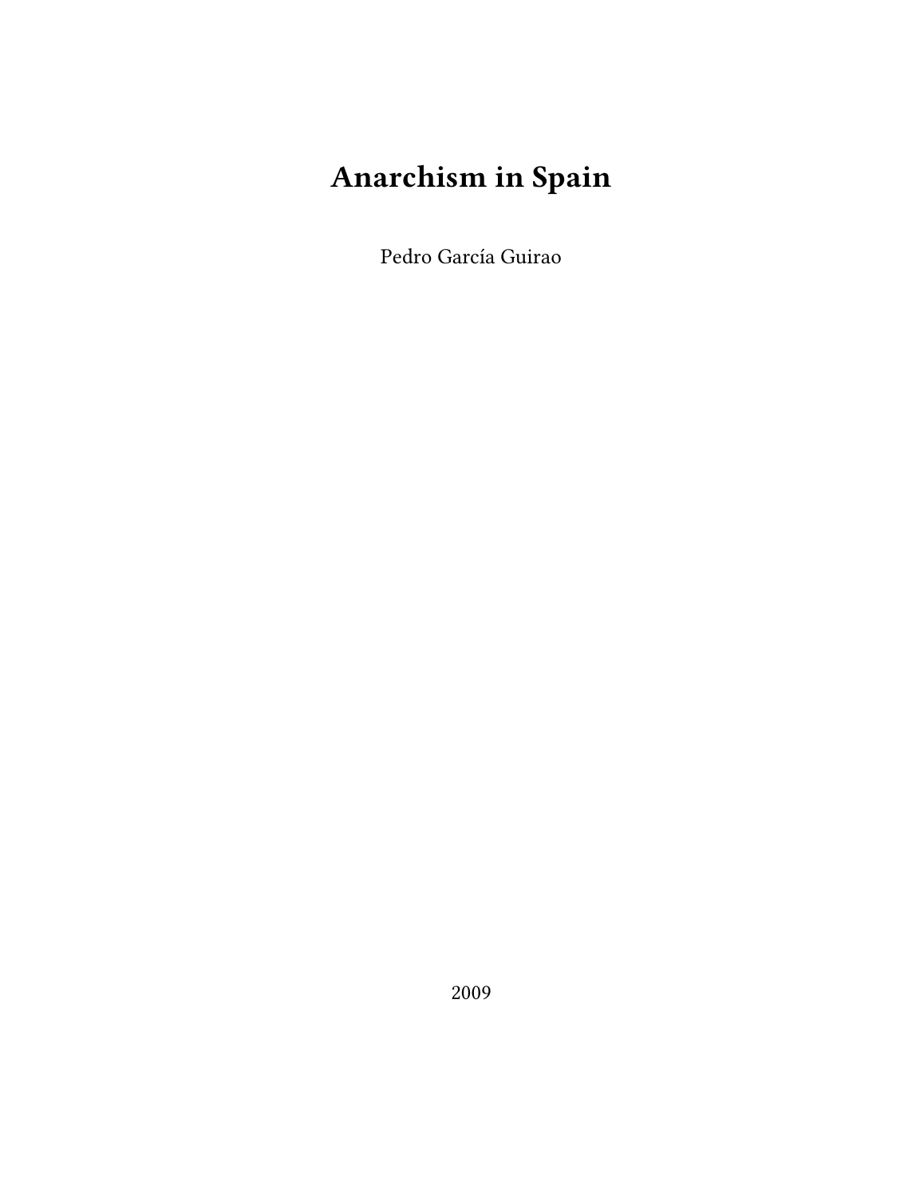# Anarchism in Spain

Pedro García Guirao

2009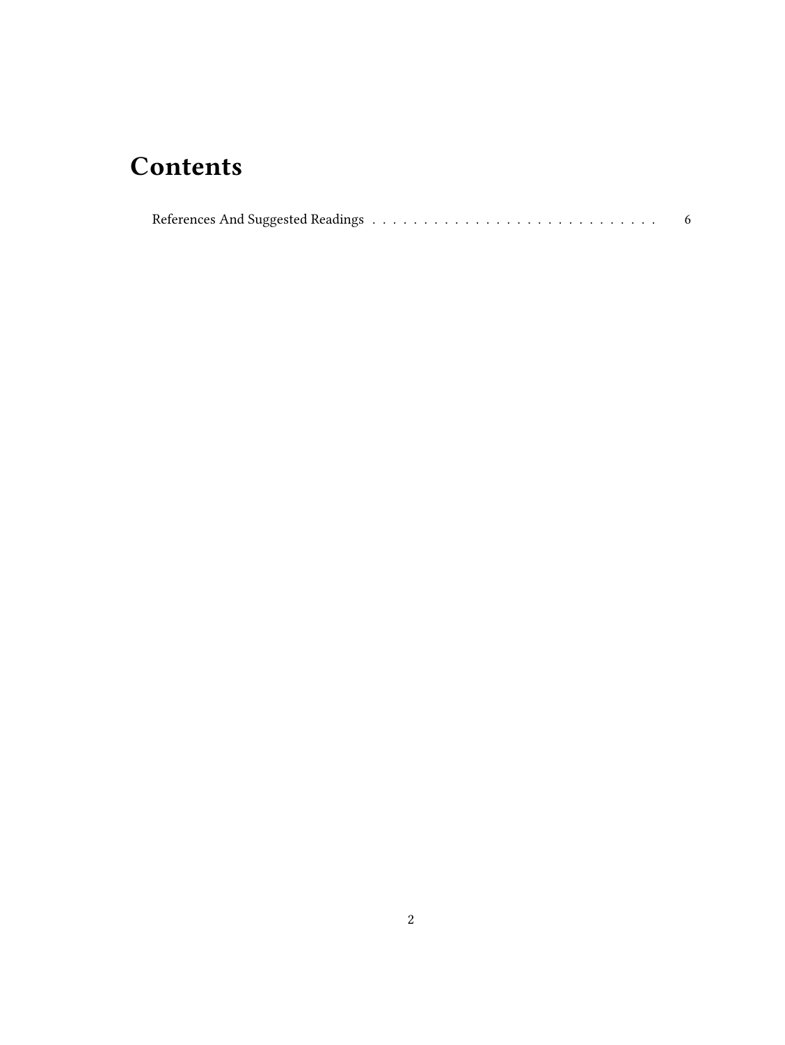# Contents

References And Suggested Readings . . . . . . . . . . . . . . . . . . . . . . . . . . . . . 6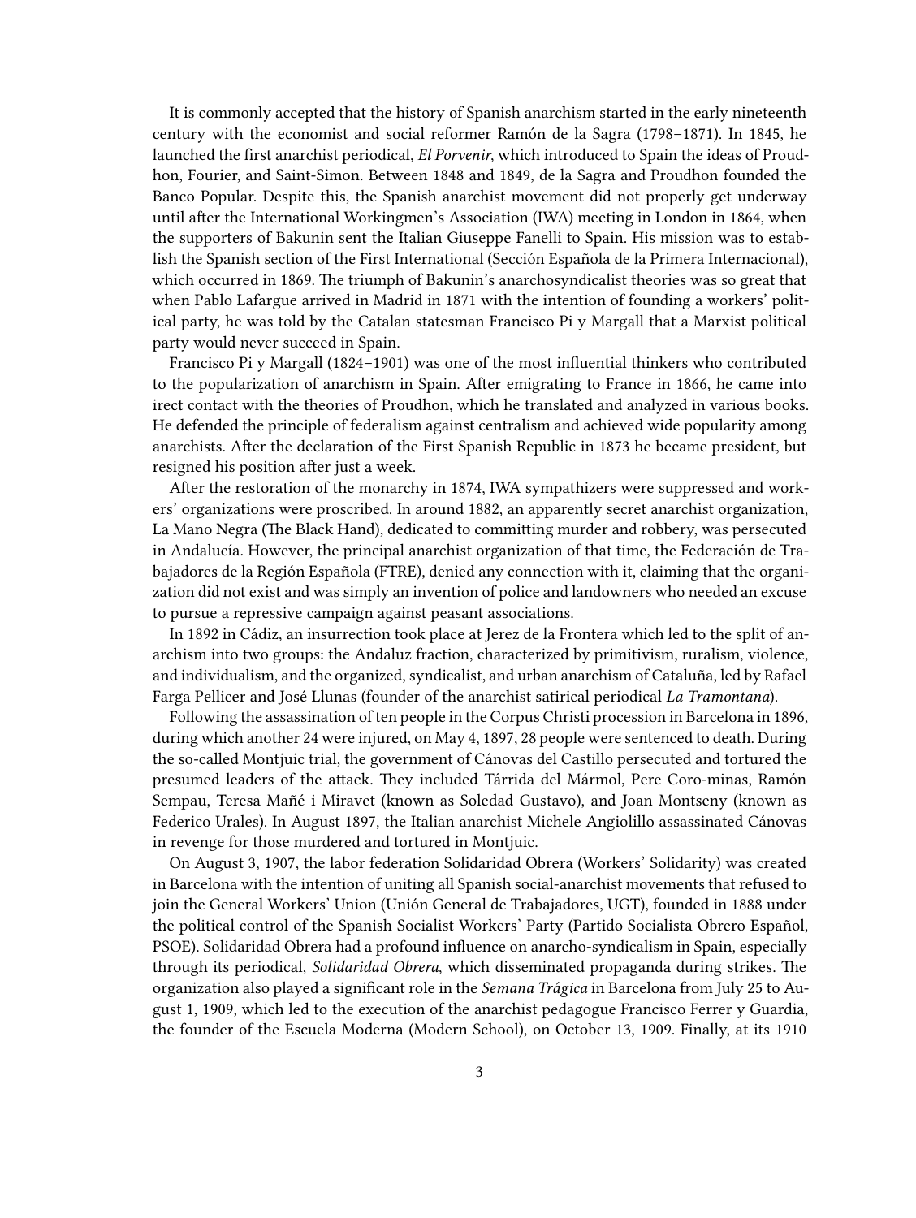It is commonly accepted that the history of Spanish anarchism started in the early nineteenth century with the economist and social reformer Ramón de la Sagra (1798–1871). In 1845, he launched the first anarchist periodical, *El Porvenir*, which introduced to Spain the ideas of Proudhon, Fourier, and Saint-Simon. Between 1848 and 1849, de la Sagra and Proudhon founded the Banco Popular. Despite this, the Spanish anarchist movement did not properly get underway until after the International Workingmen's Association (IWA) meeting in London in 1864, when the supporters of Bakunin sent the Italian Giuseppe Fanelli to Spain. His mission was to establish the Spanish section of the First International (Sección Española de la Primera Internacional), which occurred in 1869. The triumph of Bakunin's anarchosyndicalist theories was so great that when Pablo Lafargue arrived in Madrid in 1871 with the intention of founding a workers' political party, he was told by the Catalan statesman Francisco Pi y Margall that a Marxist political party would never succeed in Spain.

Francisco Pi y Margall (1824–1901) was one of the most influential thinkers who contributed to the popularization of anarchism in Spain. After emigrating to France in 1866, he came into irect contact with the theories of Proudhon, which he translated and analyzed in various books. He defended the principle of federalism against centralism and achieved wide popularity among anarchists. After the declaration of the First Spanish Republic in 1873 he became president, but resigned his position after just a week.

After the restoration of the monarchy in 1874, IWA sympathizers were suppressed and workers' organizations were proscribed. In around 1882, an apparently secret anarchist organization, La Mano Negra (The Black Hand), dedicated to committing murder and robbery, was persecuted in Andalucía. However, the principal anarchist organization of that time, the Federación de Trabajadores de la Región Española (FTRE), denied any connection with it, claiming that the organization did not exist and was simply an invention of police and landowners who needed an excuse to pursue a repressive campaign against peasant associations.

In 1892 in Cádiz, an insurrection took place at Jerez de la Frontera which led to the split of anarchism into two groups: the Andaluz fraction, characterized by primitivism, ruralism, violence, and individualism, and the organized, syndicalist, and urban anarchism of Cataluña, led by Rafael Farga Pellicer and José Llunas (founder of the anarchist satirical periodical *La Tramontana*).

Following the assassination of ten people in the Corpus Christi procession in Barcelona in 1896, during which another 24 were injured, on May 4, 1897, 28 people were sentenced to death. During the so-called Montjuic trial, the government of Cánovas del Castillo persecuted and tortured the presumed leaders of the attack. They included Tárrida del Mármol, Pere Coro-minas, Ramón Sempau, Teresa Mañé i Miravet (known as Soledad Gustavo), and Joan Montseny (known as Federico Urales). In August 1897, the Italian anarchist Michele Angiolillo assassinated Cánovas in revenge for those murdered and tortured in Montjuic.

On August 3, 1907, the labor federation Solidaridad Obrera (Workers' Solidarity) was created in Barcelona with the intention of uniting all Spanish social-anarchist movements that refused to join the General Workers' Union (Unión General de Trabajadores, UGT), founded in 1888 under the political control of the Spanish Socialist Workers' Party (Partido Socialista Obrero Español, PSOE). Solidaridad Obrera had a profound influence on anarcho-syndicalism in Spain, especially through its periodical, *Solidaridad Obrera*, which disseminated propaganda during strikes. The organization also played a significant role in the *Semana Trágica* in Barcelona from July 25 to August 1, 1909, which led to the execution of the anarchist pedagogue Francisco Ferrer y Guardia, the founder of the Escuela Moderna (Modern School), on October 13, 1909. Finally, at its 1910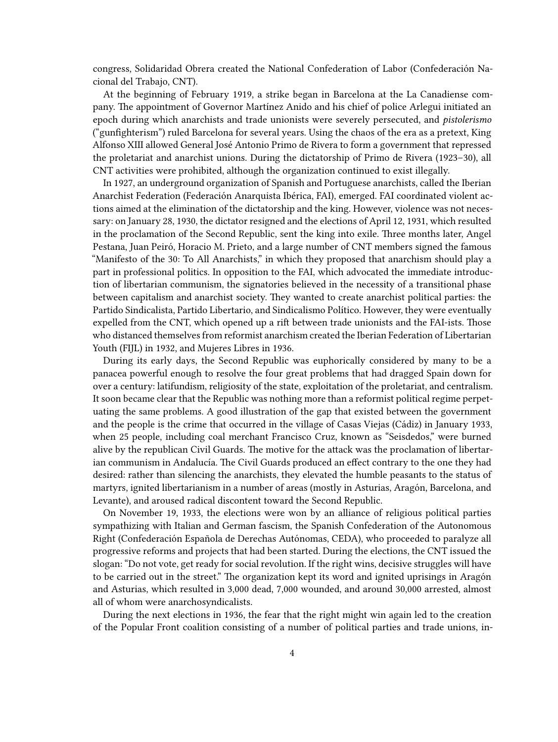congress, Solidaridad Obrera created the National Confederation of Labor (Confederación Nacional del Trabajo, CNT).

At the beginning of February 1919, a strike began in Barcelona at the La Canadiense company. The appointment of Governor Martínez Anido and his chief of police Arlegui initiated an epoch during which anarchists and trade unionists were severely persecuted, and *pistolerismo* ("gunfighterism") ruled Barcelona for several years. Using the chaos of the era as a pretext, King Alfonso XIII allowed General José Antonio Primo de Rivera to form a government that repressed the proletariat and anarchist unions. During the dictatorship of Primo de Rivera (1923–30), all CNT activities were prohibited, although the organization continued to exist illegally.

In 1927, an underground organization of Spanish and Portuguese anarchists, called the Iberian Anarchist Federation (Federación Anarquista Ibérica, FAI), emerged. FAI coordinated violent actions aimed at the elimination of the dictatorship and the king. However, violence was not necessary: on January 28, 1930, the dictator resigned and the elections of April 12, 1931, which resulted in the proclamation of the Second Republic, sent the king into exile. Three months later, Angel Pestana, Juan Peiró, Horacio M. Prieto, and a large number of CNT members signed the famous "Manifesto of the 30: To All Anarchists," in which they proposed that anarchism should play a part in professional politics. In opposition to the FAI, which advocated the immediate introduction of libertarian communism, the signatories believed in the necessity of a transitional phase between capitalism and anarchist society. They wanted to create anarchist political parties: the Partido Sindicalista, Partido Libertario, and Sindicalismo Político. However, they were eventually expelled from the CNT, which opened up a rift between trade unionists and the FAI-ists. Those who distanced themselves from reformist anarchism created the Iberian Federation of Libertarian Youth (FIJL) in 1932, and Mujeres Libres in 1936.

During its early days, the Second Republic was euphorically considered by many to be a panacea powerful enough to resolve the four great problems that had dragged Spain down for over a century: latifundism, religiosity of the state, exploitation of the proletariat, and centralism. It soon became clear that the Republic was nothing more than a reformist political regime perpetuating the same problems. A good illustration of the gap that existed between the government and the people is the crime that occurred in the village of Casas Viejas (Cádiz) in January 1933, when 25 people, including coal merchant Francisco Cruz, known as "Seisdedos," were burned alive by the republican Civil Guards. The motive for the attack was the proclamation of libertarian communism in Andalucía. The Civil Guards produced an effect contrary to the one they had desired: rather than silencing the anarchists, they elevated the humble peasants to the status of martyrs, ignited libertarianism in a number of areas (mostly in Asturias, Aragón, Barcelona, and Levante), and aroused radical discontent toward the Second Republic.

On November 19, 1933, the elections were won by an alliance of religious political parties sympathizing with Italian and German fascism, the Spanish Confederation of the Autonomous Right (Confederación Española de Derechas Autónomas, CEDA), who proceeded to paralyze all progressive reforms and projects that had been started. During the elections, the CNT issued the slogan: "Do not vote, get ready for social revolution. If the right wins, decisive struggles will have to be carried out in the street." The organization kept its word and ignited uprisings in Aragón and Asturias, which resulted in 3,000 dead, 7,000 wounded, and around 30,000 arrested, almost all of whom were anarchosyndicalists.

During the next elections in 1936, the fear that the right might win again led to the creation of the Popular Front coalition consisting of a number of political parties and trade unions, in-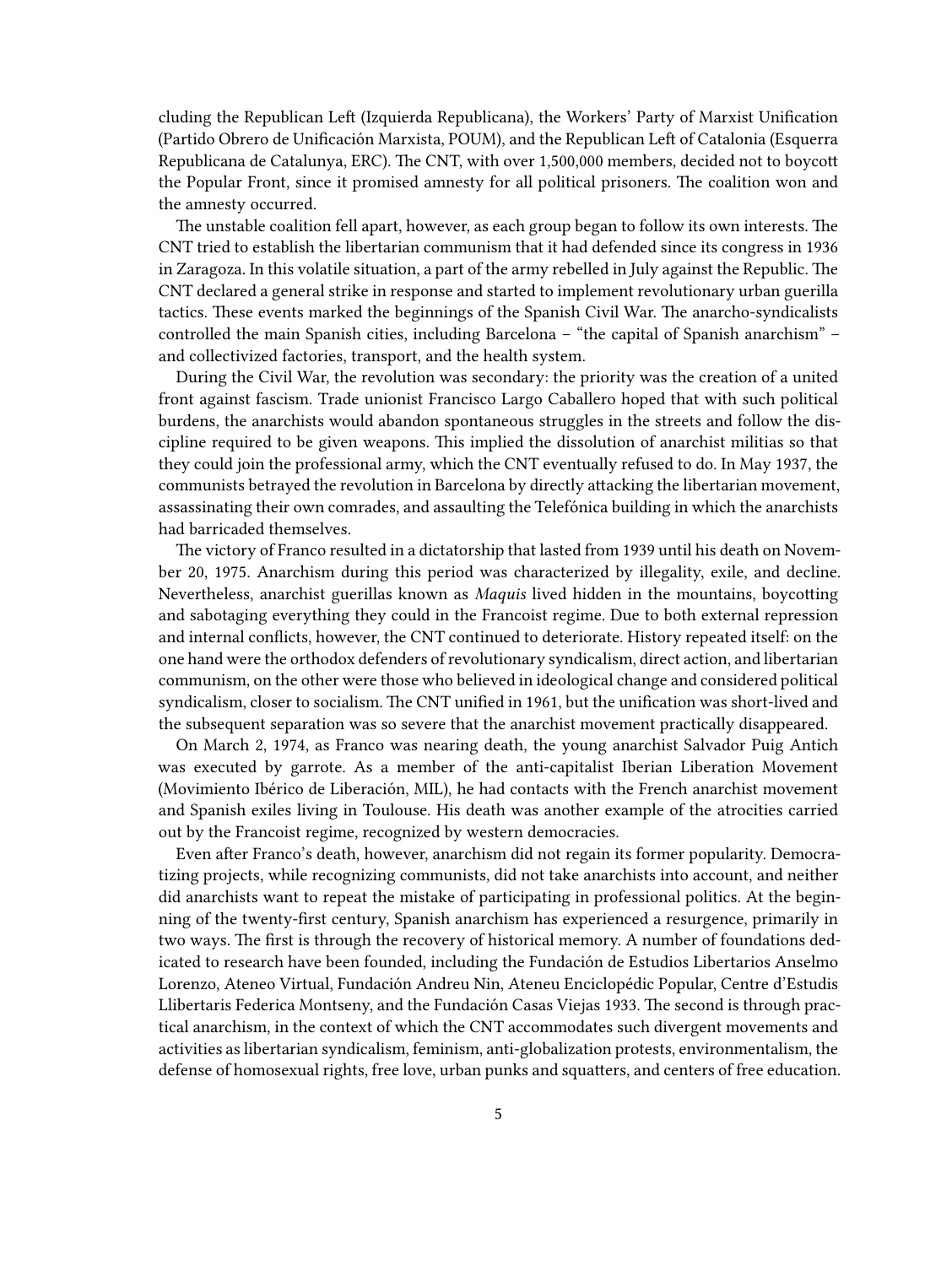cluding the Republican Left (Izquierda Republicana), the Workers' Party of Marxist Unification (Partido Obrero de Unificación Marxista, POUM), and the Republican Left of Catalonia (Esquerra Republicana de Catalunya, ERC). The CNT, with over 1,500,000 members, decided not to boycott the Popular Front, since it promised amnesty for all political prisoners. The coalition won and the amnesty occurred.

The unstable coalition fell apart, however, as each group began to follow its own interests. The CNT tried to establish the libertarian communism that it had defended since its congress in 1936 in Zaragoza. In this volatile situation, a part of the army rebelled in July against the Republic. The CNT declared a general strike in response and started to implement revolutionary urban guerilla tactics. These events marked the beginnings of the Spanish Civil War. The anarcho-syndicalists controlled the main Spanish cities, including Barcelona – "the capital of Spanish anarchism" – and collectivized factories, transport, and the health system.

During the Civil War, the revolution was secondary: the priority was the creation of a united front against fascism. Trade unionist Francisco Largo Caballero hoped that with such political burdens, the anarchists would abandon spontaneous struggles in the streets and follow the discipline required to be given weapons. This implied the dissolution of anarchist militias so that they could join the professional army, which the CNT eventually refused to do. In May 1937, the communists betrayed the revolution in Barcelona by directly attacking the libertarian movement, assassinating their own comrades, and assaulting the Telefónica building in which the anarchists had barricaded themselves.

The victory of Franco resulted in a dictatorship that lasted from 1939 until his death on November 20, 1975. Anarchism during this period was characterized by illegality, exile, and decline. Nevertheless, anarchist guerillas known as *Maquis* lived hidden in the mountains, boycotting and sabotaging everything they could in the Francoist regime. Due to both external repression and internal conflicts, however, the CNT continued to deteriorate. History repeated itself: on the one hand were the orthodox defenders of revolutionary syndicalism, direct action, and libertarian communism, on the other were those who believed in ideological change and considered political syndicalism, closer to socialism. The CNT unified in 1961, but the unification was short-lived and the subsequent separation was so severe that the anarchist movement practically disappeared.

On March 2, 1974, as Franco was nearing death, the young anarchist Salvador Puig Antich was executed by garrote. As a member of the anti-capitalist Iberian Liberation Movement (Movimiento Ibérico de Liberación, MIL), he had contacts with the French anarchist movement and Spanish exiles living in Toulouse. His death was another example of the atrocities carried out by the Francoist regime, recognized by western democracies.

Even after Franco's death, however, anarchism did not regain its former popularity. Democratizing projects, while recognizing communists, did not take anarchists into account, and neither did anarchists want to repeat the mistake of participating in professional politics. At the beginning of the twenty-first century, Spanish anarchism has experienced a resurgence, primarily in two ways. The first is through the recovery of historical memory. A number of foundations dedicated to research have been founded, including the Fundación de Estudios Libertarios Anselmo Lorenzo, Ateneo Virtual, Fundación Andreu Nin, Ateneu Enciclopédic Popular, Centre d'Estudis Llibertaris Federica Montseny, and the Fundación Casas Viejas 1933. The second is through practical anarchism, in the context of which the CNT accommodates such divergent movements and activities as libertarian syndicalism, feminism, anti-globalization protests, environmentalism, the defense of homosexual rights, free love, urban punks and squatters, and centers of free education.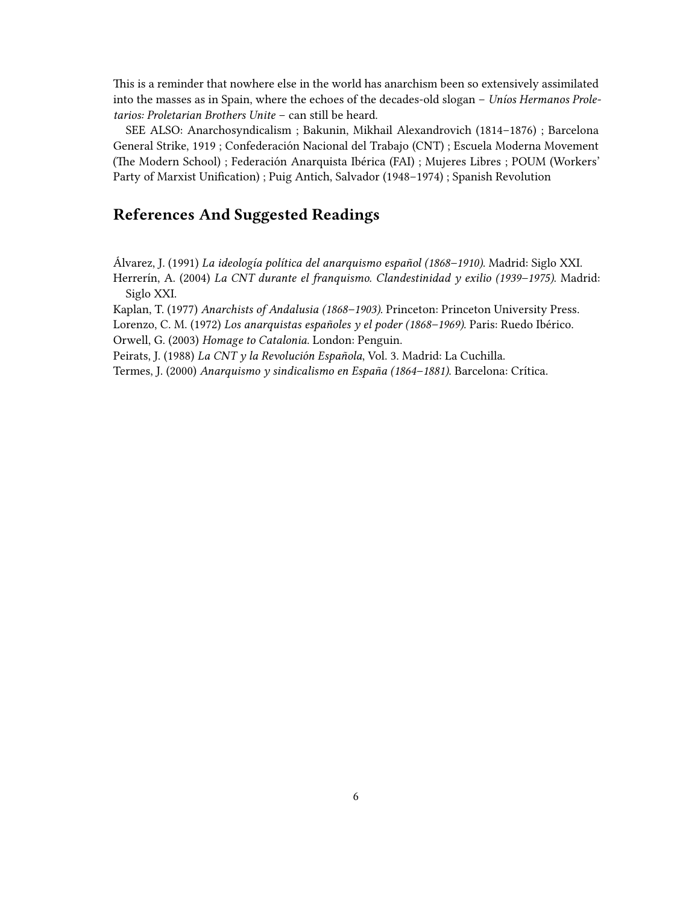This is a reminder that nowhere else in the world has anarchism been so extensively assimilated into the masses as in Spain, where the echoes of the decades-old slogan – *Uníos Hermanos Proletarios: Proletarian Brothers Unite* – can still be heard.

SEE ALSO: Anarchosyndicalism ; Bakunin, Mikhail Alexandrovich (1814–1876) ; Barcelona General Strike, 1919 ; Confederación Nacional del Trabajo (CNT) ; Escuela Moderna Movement (The Modern School) ; Federación Anarquista Ibérica (FAI) ; Mujeres Libres ; POUM (Workers' Party of Marxist Unification) ; Puig Antich, Salvador (1948–1974) ; Spanish Revolution

## References And Suggested Readings

Álvarez, J. (1991) *La ideología política del anarquismo español (1868–1910)*. Madrid: Siglo XXI.

Herrerín, A. (2004) *La CNT durante el franquismo. Clandestinidad y exilio (1939–1975)*. Madrid: Siglo XXI.

Kaplan, T. (1977) *Anarchists of Andalusia (1868–1903)*. Princeton: Princeton University Press.

Lorenzo, C. M. (1972) *Los anarquistas españoles y el poder (1868–1969)*. Paris: Ruedo Ibérico.

Orwell, G. (2003) *Homage to Catalonia*. London: Penguin.

Peirats, J. (1988) *La CNT y la Revolución Española*, Vol. 3. Madrid: La Cuchilla.

Termes, J. (2000) *Anarquismo y sindicalismo en España (1864–1881)*. Barcelona: Crítica.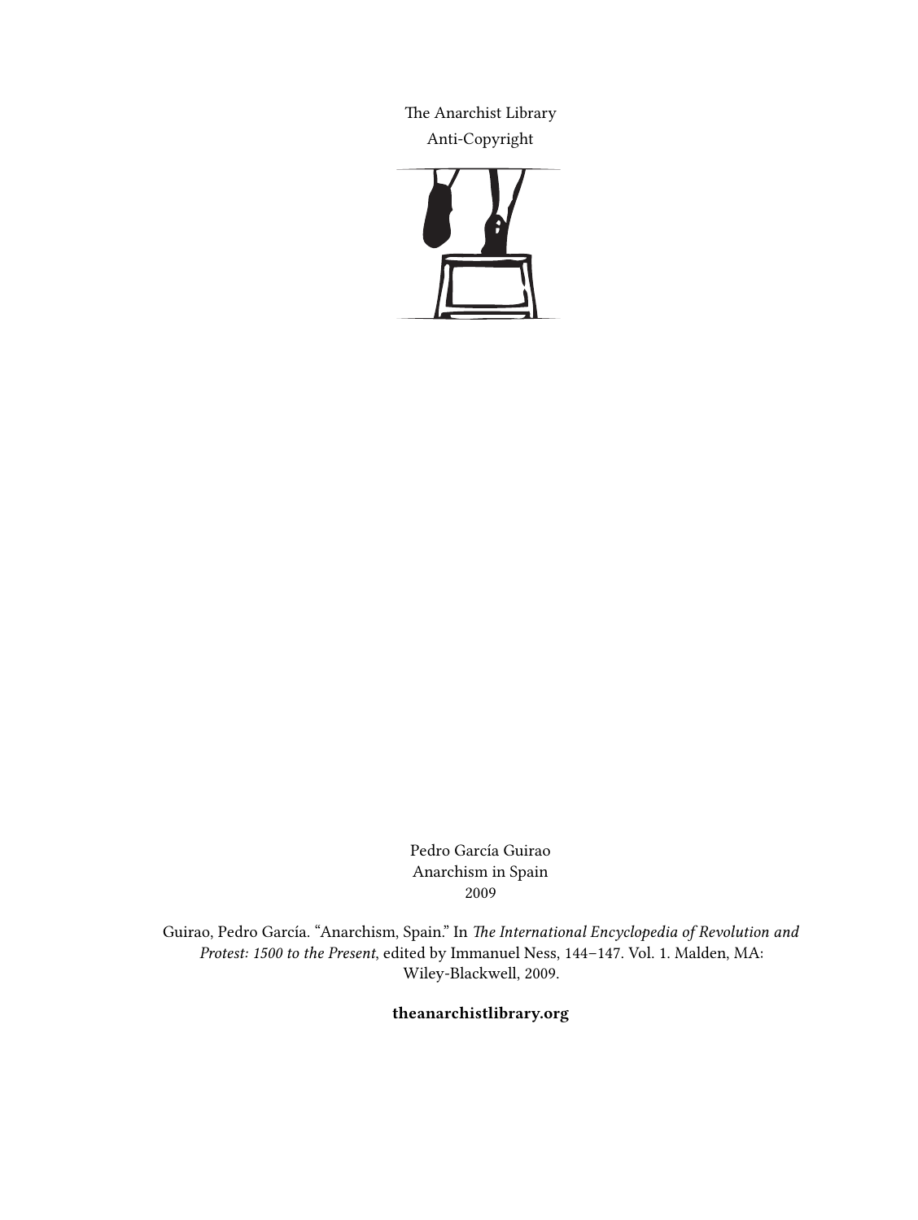The Anarchist Library
Anti-Copyright

Pedro García Guirao
Anarchism in Spain
2009

Guirao, Pedro García. "Anarchism, Spain." In *The International Encyclopedia of Revolution and Protest: 1500 to the Present*, edited by Immanuel Ness, 144–147. Vol. 1. Malden, MA: Wiley-Blackwell, 2009.

**theanarchistlibrary.org**